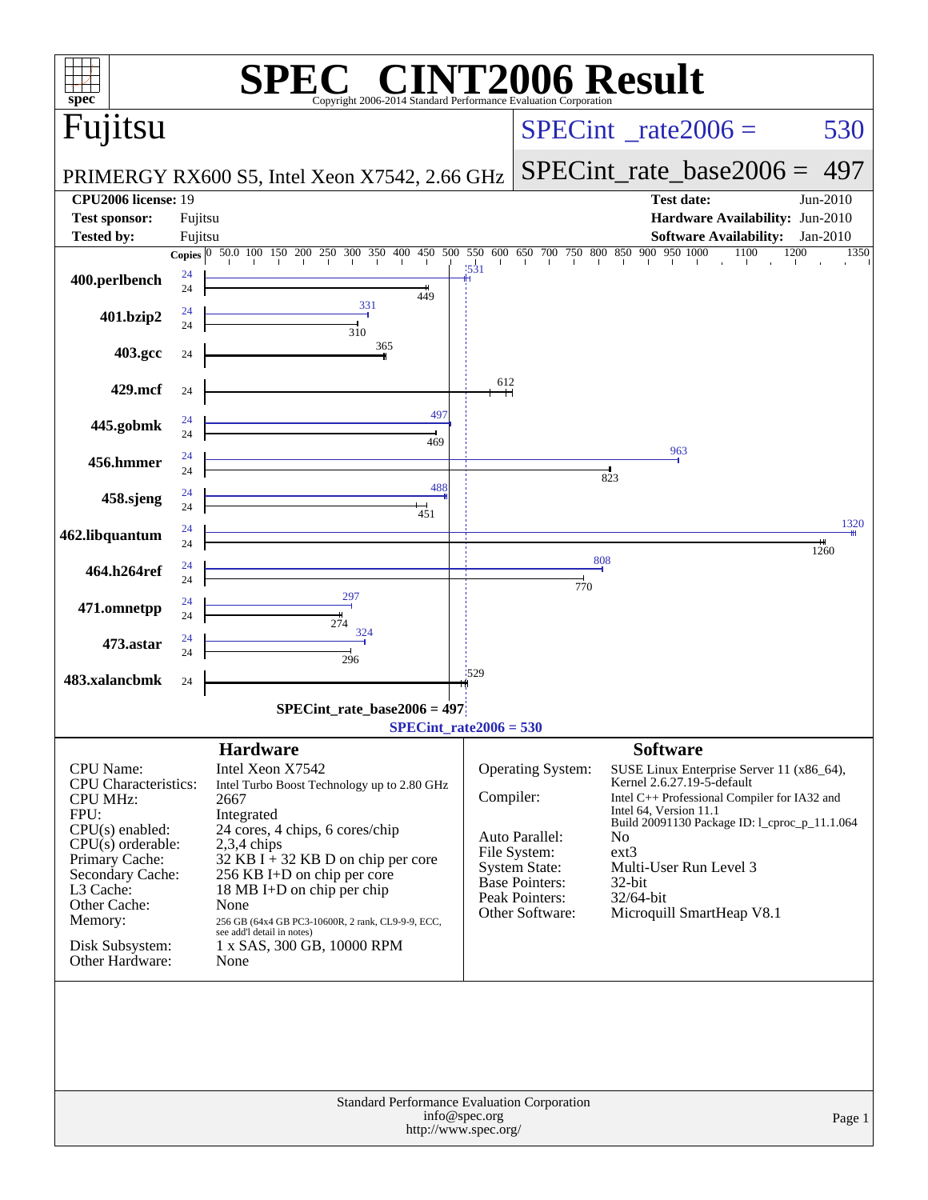# SPEC® CINT2006 Result

Copyright 2006-2014 Standard Performance Evaluation Corporation

## Fujitsu

PRIMERGY RX600 S5, Intel Xeon X7542, 2.66 GHz

SPECint_rate2006 = 530

SPECint_rate_base2006 = 497

| | | | |
|---|---|---|---|
| **CPU2006 license:** 19 | | **Test date:** | Jun-2010 |
| **Test sponsor:** | Fujitsu | **Hardware Availability:** | Jun-2010 |
| **Tested by:** | Fujitsu | **Software Availability:** | Jan-2010 |

| Benchmark | Copies (peak) | Peak | Copies (base) | Base |
|---|---|---|---|---|
| 400.perlbench | 24 | 531 | 24 | 449 |
| 401.bzip2 | 24 | 331 | 24 | 310 |
| 403.gcc | | | 24 | 365 |
| 429.mcf | | | 24 | 612 |
| 445.gobmk | 24 | 497 | 24 | 469 |
| 456.hmmer | 24 | 963 | 24 | 823 |
| 458.sjeng | 24 | 488 | 24 | 451 |
| 462.libquantum | 24 | 1320 | 24 | 1260 |
| 464.h264ref | 24 | 808 | 24 | 770 |
| 471.omnetpp | 24 | 297 | 24 | 274 |
| 473.astar | 24 | 324 | 24 | 296 |
| 483.xalancbmk | | | 24 | 529 |

SPECint_rate_base2006 = 497

SPECint_rate2006 = 530

### Hardware

| | |
|---|---|
| CPU Name: | Intel Xeon X7542 |
| CPU Characteristics: | Intel Turbo Boost Technology up to 2.80 GHz |
| CPU MHz: | 2667 |
| FPU: | Integrated |
| CPU(s) enabled: | 24 cores, 4 chips, 6 cores/chip |
| CPU(s) orderable: | 2,3,4 chips |
| Primary Cache: | 32 KB I + 32 KB D on chip per core |
| Secondary Cache: | 256 KB I+D on chip per core |
| L3 Cache: | 18 MB I+D on chip per chip |
| Other Cache: | None |
| Memory: | 256 GB (64x4 GB PC3-10600R, 2 rank, CL9-9-9, ECC, see add'l detail in notes) |
| Disk Subsystem: | 1 x SAS, 300 GB, 10000 RPM |
| Other Hardware: | None |

### Software

| | |
|---|---|
| Operating System: | SUSE Linux Enterprise Server 11 (x86_64), Kernel 2.6.27.19-5-default |
| Compiler: | Intel C++ Professional Compiler for IA32 and Intel 64, Version 11.1 Build 20091130 Package ID: l_cproc_p_11.1.064 |
| Auto Parallel: | No |
| File System: | ext3 |
| System State: | Multi-User Run Level 3 |
| Base Pointers: | 32-bit |
| Peak Pointers: | 32/64-bit |
| Other Software: | Microquill SmartHeap V8.1 |

Standard Performance Evaluation Corporation
info@spec.org
http://www.spec.org/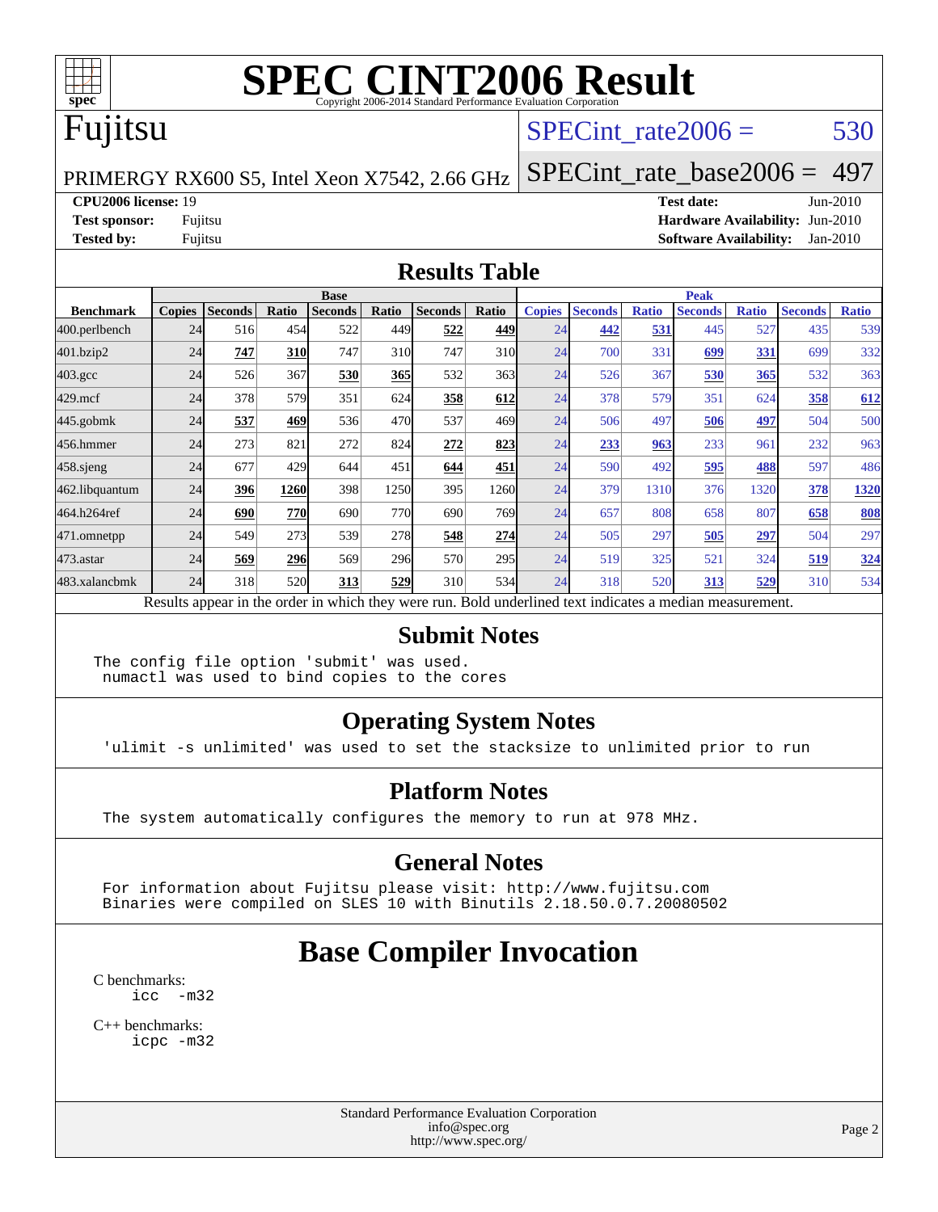# SPEC CINT2006 Result

Copyright 2006-2014 Standard Performance Evaluation Corporation

## Fujitsu

PRIMERGY RX600 S5, Intel Xeon X7542, 2.66 GHz

SPECint_rate2006 = 530

SPECint_rate_base2006 = 497

**CPU2006 license:** 19
**Test sponsor:** Fujitsu
**Tested by:** Fujitsu

**Test date:** Jun-2010
**Hardware Availability:** Jun-2010
**Software Availability:** Jan-2010

## Results Table

| Benchmark | Base | | | | | | | Peak | | | | | | |
|---|---|---|---|---|---|---|---|---|---|---|---|---|---|---|
| | Copies | Seconds | Ratio | Seconds | Ratio | Seconds | Ratio | Copies | Seconds | Ratio | Seconds | Ratio | Seconds | Ratio |
| 400.perlbench | 24 | 516 | 454 | 522 | 449 | **522** | **449** | 24 | **442** | **531** | 445 | 527 | 435 | 539 |
| 401.bzip2 | 24 | **747** | **310** | 747 | 310 | 747 | 310 | 24 | 700 | 331 | **699** | **331** | 699 | 332 |
| 403.gcc | 24 | 526 | 367 | **530** | **365** | 532 | 363 | 24 | 526 | 367 | **530** | **365** | 532 | 363 |
| 429.mcf | 24 | 378 | 579 | 351 | 624 | **358** | **612** | 24 | 378 | 579 | 351 | 624 | **358** | **612** |
| 445.gobmk | 24 | **537** | **469** | 536 | 470 | 537 | 469 | 24 | 506 | 497 | **506** | **497** | 504 | 500 |
| 456.hmmer | 24 | 273 | 821 | 272 | 824 | **272** | **823** | 24 | **233** | **963** | 233 | 961 | 232 | 963 |
| 458.sjeng | 24 | 677 | 429 | 644 | 451 | **644** | **451** | 24 | 590 | 492 | **595** | **488** | 597 | 486 |
| 462.libquantum | 24 | **396** | **1260** | 398 | 1250 | 395 | 1260 | 24 | 379 | 1310 | 376 | 1320 | **378** | **1320** |
| 464.h264ref | 24 | **690** | **770** | 690 | 770 | 690 | 769 | 24 | 657 | 808 | 658 | 807 | **658** | **808** |
| 471.omnetpp | 24 | 549 | 273 | 539 | 278 | **548** | **274** | 24 | 505 | 297 | **505** | **297** | 504 | 297 |
| 473.astar | 24 | **569** | **296** | 569 | 296 | 570 | 295 | 24 | 519 | 325 | 521 | 324 | **519** | **324** |
| 483.xalancbmk | 24 | 318 | 520 | **313** | **529** | 310 | 534 | 24 | 318 | 520 | **313** | **529** | 310 | 534 |

Results appear in the order in which they were run. Bold underlined text indicates a median measurement.

## Submit Notes

```
The config file option 'submit' was used.
 numactl was used to bind copies to the cores
```

## Operating System Notes

```
'ulimit -s unlimited' was used to set the stacksize to unlimited prior to run
```

## Platform Notes

```
The system automatically configures the memory to run at 978 MHz.
```

## General Notes

```
For information about Fujitsu please visit: http://www.fujitsu.com
Binaries were compiled on SLES 10 with Binutils 2.18.50.0.7.20080502
```

# Base Compiler Invocation

C benchmarks:
```
icc  -m32
```

C++ benchmarks:
```
icpc -m32
```

Standard Performance Evaluation Corporation
info@spec.org
http://www.spec.org/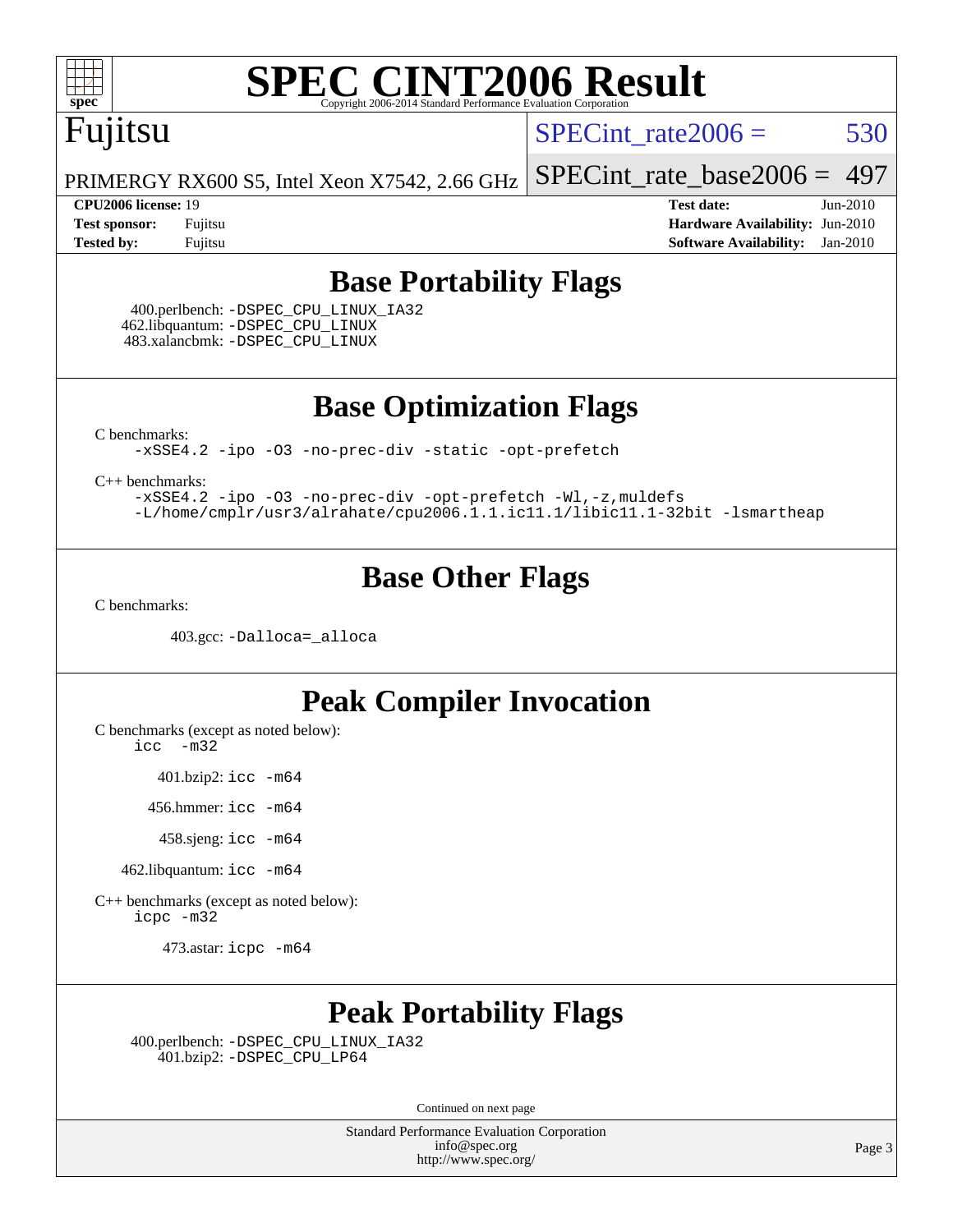# SPEC CINT2006 Result

Copyright 2006-2014 Standard Performance Evaluation Corporation

Fujitsu

PRIMERGY RX600 S5, Intel Xeon X7542, 2.66 GHz

SPECint_rate2006 = 530

SPECint_rate_base2006 = 497

| | | | |
|---|---|---|---|
| **CPU2006 license:** | 19 | **Test date:** | Jun-2010 |
| **Test sponsor:** | Fujitsu | **Hardware Availability:** | Jun-2010 |
| **Tested by:** | Fujitsu | **Software Availability:** | Jan-2010 |

## Base Portability Flags

400.perlbench: -DSPEC_CPU_LINUX_IA32
462.libquantum: -DSPEC_CPU_LINUX
483.xalancbmk: -DSPEC_CPU_LINUX

## Base Optimization Flags

C benchmarks:

-xSSE4.2 -ipo -O3 -no-prec-div -static -opt-prefetch

C++ benchmarks:

-xSSE4.2 -ipo -O3 -no-prec-div -opt-prefetch -Wl,-z,muldefs
-L/home/cmplr/usr3/alrahate/cpu2006.1.1.ic11.1/libic11.1-32bit -lsmartheap

## Base Other Flags

C benchmarks:

403.gcc: -Dalloca=_alloca

## Peak Compiler Invocation

C benchmarks (except as noted below):

icc -m32

401.bzip2: icc -m64

456.hmmer: icc -m64

458.sjeng: icc -m64

462.libquantum: icc -m64

C++ benchmarks (except as noted below):

icpc -m32

473.astar: icpc -m64

## Peak Portability Flags

400.perlbench: -DSPEC_CPU_LINUX_IA32
401.bzip2: -DSPEC_CPU_LP64

Continued on next page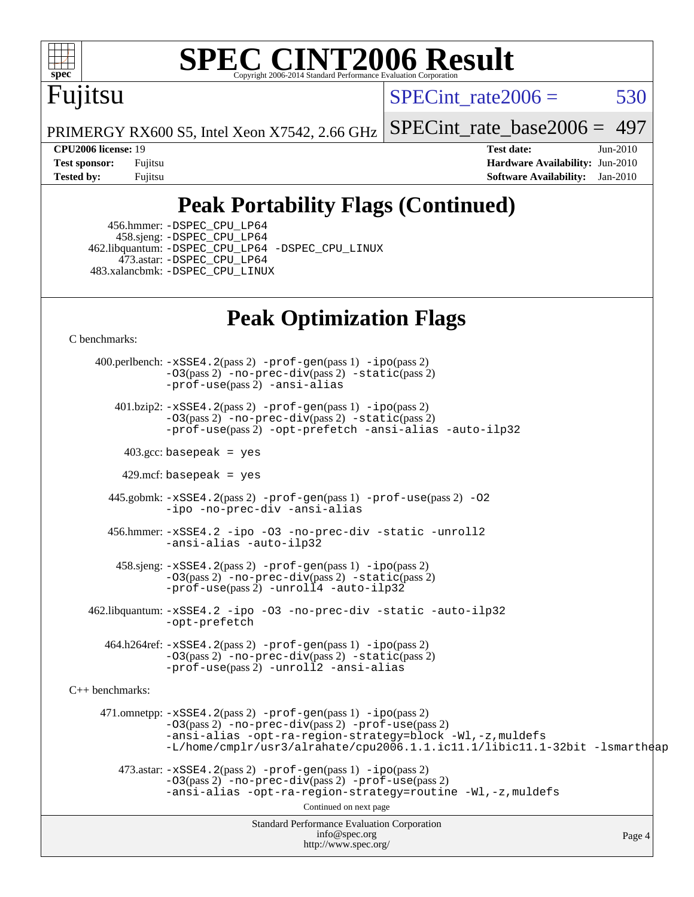# SPEC CINT2006 Result

Fujitsu

PRIMERGY RX600 S5, Intel Xeon X7542, 2.66 GHz

SPECint_rate2006 = 530

SPECint_rate_base2006 = 497

**CPU2006 license:** 19
**Test sponsor:** Fujitsu
**Tested by:** Fujitsu

**Test date:** Jun-2010
**Hardware Availability:** Jun-2010
**Software Availability:** Jan-2010

## Peak Portability Flags (Continued)

456.hmmer: -DSPEC_CPU_LP64
458.sjeng: -DSPEC_CPU_LP64
462.libquantum: -DSPEC_CPU_LP64 -DSPEC_CPU_LINUX
473.astar: -DSPEC_CPU_LP64
483.xalancbmk: -DSPEC_CPU_LINUX

## Peak Optimization Flags

C benchmarks:

400.perlbench: -xSSE4.2(pass 2) -prof-gen(pass 1) -ipo(pass 2) -O3(pass 2) -no-prec-div(pass 2) -static(pass 2) -prof-use(pass 2) -ansi-alias

401.bzip2: -xSSE4.2(pass 2) -prof-gen(pass 1) -ipo(pass 2) -O3(pass 2) -no-prec-div(pass 2) -static(pass 2) -prof-use(pass 2) -opt-prefetch -ansi-alias -auto-ilp32

403.gcc: basepeak = yes

429.mcf: basepeak = yes

445.gobmk: -xSSE4.2(pass 2) -prof-gen(pass 1) -prof-use(pass 2) -O2 -ipo -no-prec-div -ansi-alias

456.hmmer: -xSSE4.2 -ipo -O3 -no-prec-div -static -unroll2 -ansi-alias -auto-ilp32

458.sjeng: -xSSE4.2(pass 2) -prof-gen(pass 1) -ipo(pass 2) -O3(pass 2) -no-prec-div(pass 2) -static(pass 2) -prof-use(pass 2) -unroll4 -auto-ilp32

462.libquantum: -xSSE4.2 -ipo -O3 -no-prec-div -static -auto-ilp32 -opt-prefetch

464.h264ref: -xSSE4.2(pass 2) -prof-gen(pass 1) -ipo(pass 2) -O3(pass 2) -no-prec-div(pass 2) -static(pass 2) -prof-use(pass 2) -unroll2 -ansi-alias

C++ benchmarks:

471.omnetpp: -xSSE4.2(pass 2) -prof-gen(pass 1) -ipo(pass 2) -O3(pass 2) -no-prec-div(pass 2) -prof-use(pass 2) -ansi-alias -opt-ra-region-strategy=block -Wl,-z,muldefs -L/home/cmplr/usr3/alrahate/cpu2006.1.1.ic11.1/libic11.1-32bit -lsmartheap

473.astar: -xSSE4.2(pass 2) -prof-gen(pass 1) -ipo(pass 2) -O3(pass 2) -no-prec-div(pass 2) -prof-use(pass 2) -ansi-alias -opt-ra-region-strategy=routine -Wl,-z,muldefs

Continued on next page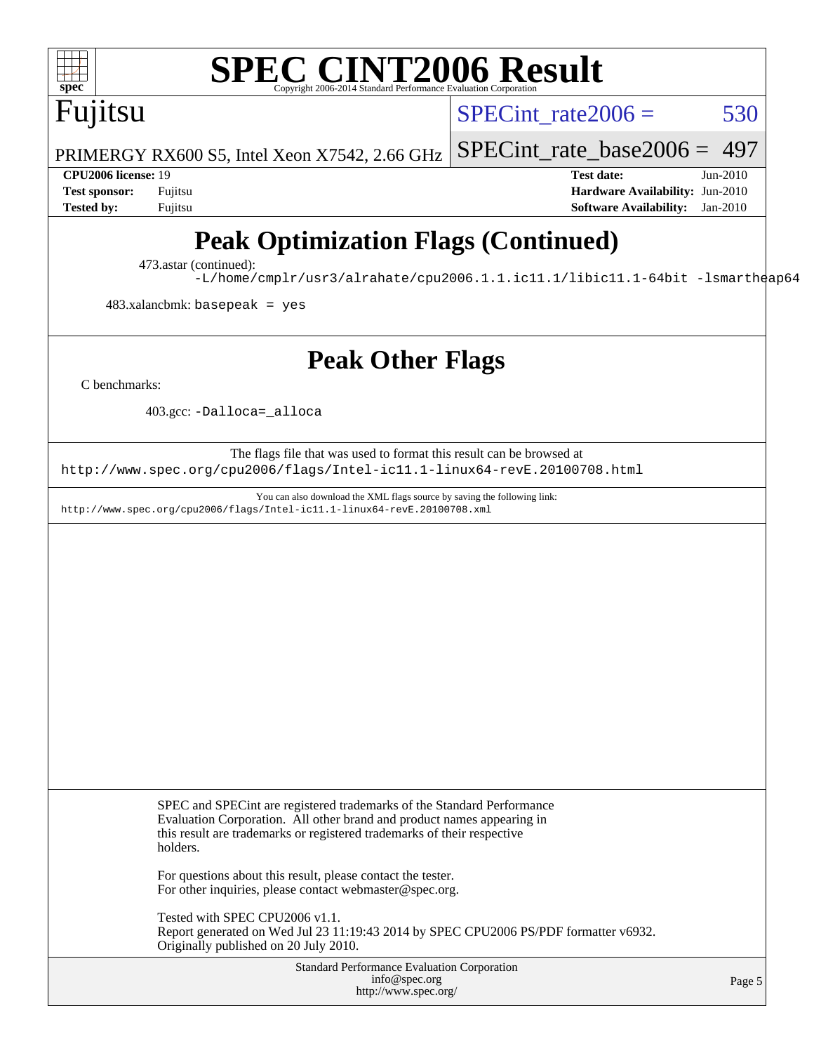# Peak Optimization Flags (Continued)

473.astar (continued):
```
-L/home/cmplr/usr3/alrahate/cpu2006.1.1.ic11.1/libic11.1-64bit -lsmartheap64
```

483.xalancbmk: `basepeak = yes`

# Peak Other Flags

C benchmarks:

403.gcc: `-Dalloca=_alloca`

The flags file that was used to format this result can be browsed at
http://www.spec.org/cpu2006/flags/Intel-ic11.1-linux64-revE.20100708.html

You can also download the XML flags source by saving the following link:
http://www.spec.org/cpu2006/flags/Intel-ic11.1-linux64-revE.20100708.xml

SPEC and SPECint are registered trademarks of the Standard Performance Evaluation Corporation. All other brand and product names appearing in this result are trademarks or registered trademarks of their respective holders.

For questions about this result, please contact the tester.
For other inquiries, please contact webmaster@spec.org.

Tested with SPEC CPU2006 v1.1.
Report generated on Wed Jul 23 11:19:43 2014 by SPEC CPU2006 PS/PDF formatter v6932.
Originally published on 20 July 2010.